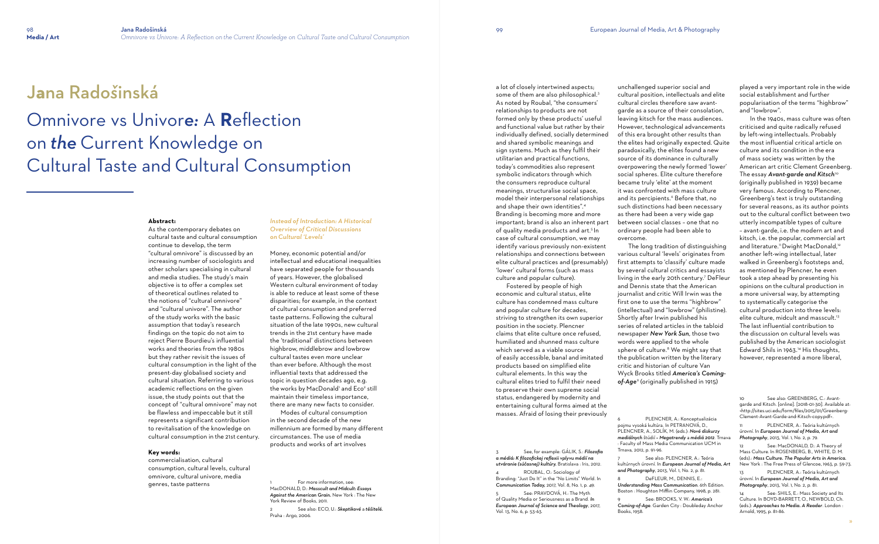# Jana Radošinská

# Omnivore vs Univore: A Reflection on the Current Knowledge on Cultural Taste and Cultural Consumption

**Abstract:**

As the contemporary debates on cultural taste and cultural consumption continue to develop, the term "cultural omnivore" is discussed by an increasing number of sociologists and other scholars specialising in cultural and media studies. The study's main objective is to offer a complex set of theoretical outlines related to the notions of "cultural omnivore" and "cultural univore". The author of the study works with the basic assumption that today's research findings on the topic do not aim to reject Pierre Bourdieu's influential works and theories from the 1980s but they rather revisit the issues of cultural consumption in the light of the present-day globalised society and cultural situation. Referring to various academic reflections on the given issue, the study points out that the concept of "cultural omnivore" may not be flawless and impeccable but it still represents a significant contribution to revitalisation of the knowledge on cultural consumption in the 21st century.

**Key words:**

commercialisation, cultural consumption, cultural levels, cultural omnivore, cultural univore, media genres, taste patterns

### *Instead of Introduction: A Historical Overview of Critical Discussions on Cultural 'Levels'*

Money, economic potential and/or intellectual and educational inequalities have separated people for thousands of years. However, the globalised Western cultural environment of today is able to reduce at least some of these disparities; for example, in the context of cultural consumption and preferred taste patterns. Following the cultural situation of the late 1990s, new cultural trends in the 21st century have made the 'traditional' distinctions between highbrow, middlebrow and lowbrow cultural tastes even more unclear than ever before. Although the most influential texts that addressed the topic in question decades ago, e.g. the works by MacDonald[1] and Eco[2] still maintain their timeless importance, there are many new facts to consider.

Modes of cultural consumption in the second decade of the new millennium are formed by many different circumstances. The use of media products and works of art involves a lot of closely intertwined aspects; some of them are also philosophical.[3] As noted by Roubal, "the consumers' relationships to products are not formed only by these products' useful and functional value but rather by their individually defined, socially determined and shared symbolic meanings and sign systems. Much as they fulfil their utilitarian and practical functions, today's commodities also represent symbolic indicators through which the consumers reproduce cultural meanings, structuralise social space, model their interpersonal relationships and shape their own identities".[4] Branding is becoming more and more important; brand is also an inherent part of quality media products and art.[5] In case of cultural consumption, we may identify various previously non-existent relationships and connections between elite cultural practices and (presumably) 'lower' cultural forms (such as mass culture and popular culture).

Fostered by people of high economic and cultural status, elite culture has condemned mass culture and popular culture for decades, striving to strengthen its own superior position in the society. Plencner claims that elite culture once refused, humiliated and shunned mass culture which served as a viable source of easily accessible, banal and imitated products based on simplified elite cultural elements. In this way the cultural elites tried to fulfil their need to preserve their own supreme social status, endangered by modernity and entertaining cultural forms aimed at the masses. Afraid of losing their previously unchallenged superior social and cultural position, intellectuals and elite cultural circles therefore saw avant-garde as a source of their consolation, leaving kitsch for the mass audiences. However, technological advancements of this era brought other results than the elites had originally expected. Quite paradoxically, the elites found a new source of its dominance in culturally overpowering the newly formed 'lower' social spheres. Elite culture therefore became truly 'elite' at the moment it was confronted with mass culture and its percipients.[6] Before that, no such distinctions had been necessary as there had been a very wide gap between social classes – one that no ordinary people had been able to overcome.

The long tradition of distinguishing various cultural 'levels' originates from first attempts to 'classify' culture made by several cultural critics and essayists living in the early 20th century.[7] DeFleur and Dennis state that the American journalist and critic Will Irwin was the first one to use the terms "highbrow" (intellectual) and "lowbrow" (philistine). Shortly after Irwin published his series of related articles in the tabloid newspaper *New York Sun*, those two words were applied to the whole sphere of culture.[8] We might say that the publication written by the literary critic and historian of culture Van Wyck Brooks titled *America's Coming-of-Age*[9] (originally published in 1915) played a very important role in the wide social establishment and further popularisation of the terms "highbrow" and "lowbrow".

In the 1940s, mass culture was often criticised and quite radically refused by left-wing intellectuals. Probably the most influential critical article on culture and its condition in the era of mass society was written by the American art critic Clement Greenberg. The essay *Avant-garde and Kitsch*[10] (originally published in 1939) became very famous. According to Plencner, Greenberg's text is truly outstanding for several reasons, as its author points out to the cultural conflict between two utterly incompatible types of culture – avant-garde, i.e. the modern art and kitsch, i.e. the popular, commercial art and literature.[11] Dwight MacDonald,[12] another left-wing intellectual, later walked in Greenberg's footsteps and, as mentioned by Plencner, he even took a step ahead by presenting his opinions on the cultural production in a more universal way, by attempting to systematically categorise the cultural production into three levels: elite culture, midcult and masscult.[13] The last influential contribution to the discussion on cultural levels was published by the American sociologist Edward Shils in 1963.[14] His thoughts, however, represented a more liberal,

---

1 For more information, see: MacDONALD, D.: *Masscult and Midcult: Essays Against the American Grain*. New York : The New York Review of Books, 2011.

2 See also: ECO, U.: *Skeptikové a těšitelé*. Praha : Argo, 2006.

3 See, for example: GÁLIK, S.: *Filozofia a médiá: K filozofickej reflexii vplyvu médií na utváranie (súčasnej) kultúry*. Bratislava : Iris, 2012.

4 ROUBAL, O.: Sociology of Branding: "Just Do It" in the "No Limits" World. In *Communication Today*, 2017, Vol. 8, No. 1, p. 49.

5 See: PRAVDOVÁ, H.: The Myth of Quality Media or Seriousness as a Brand. In *European Journal of Science and Theology*, 2017, Vol. 13, No. 6, p. 53-63.

6 PLENCNER, A.: Konceptualizácia pojmu vysoká kultúra. In PETRANOVÁ, D., PLENCNER, A., SOLÍK, M. (eds.): *Nové diskurzy mediálnych* štúdií *– Megatrendy a médiá 2012*. Trnava : Faculty of Mass Media Communication UCM in Trnava, 2012, p. 91-96.

7 See also: PLENCNER, A.: Teória kultúrnych úrovní. In *European Journal of Media, Art and Photography*, 2013, Vol. 1, No. 2, p. 81.

8 DeFLEUR, M., DENNIS, E.: *Understanding Mass Communication*. 6th Edition. Boston : Houghton Mifflin Company, 1998, p. 281.

9 See: BROOKS, V. W.: *America's Coming-of-Age*. Garden City : Doubleday Anchor Books, 1958.

10 See also: GREENBERG, C.: Avant-garde and Kitsch. [online]. [2018-01-30]. Available at: <http://sites.uci.edu/form/files/2015/01/Greenberg-Clement-Avant-Garde-and-Kitsch-copy.pdf>.

11 PLENCNER, A.: Teória kultúrnych úrovní. In *European Journal of Media, Art and Photography*, 2013, Vol. 1, No. 2, p. 79.

12 See: MacDONALD, D.: A Theory of Mass Culture. In ROSENBERG, B., WHITE, D. M. (eds.): *Mass Culture. The Popular Arts in America*. New York : The Free Press of Glencoe, 1963, p. 59-73.

13 PLENCNER, A.: Teória kultúrnych úrovní. In *European Journal of Media, Art and Photography*, 2013, Vol. 1, No. 2, p. 81.

14 See: SHILS, E.: Mass Society and Its Culture. In BOYD-BARRETT, O., NEWBOLD, Ch. (eds.): *Approaches to Media. A Reader*. London : Arnold, 1995, p. 81-86.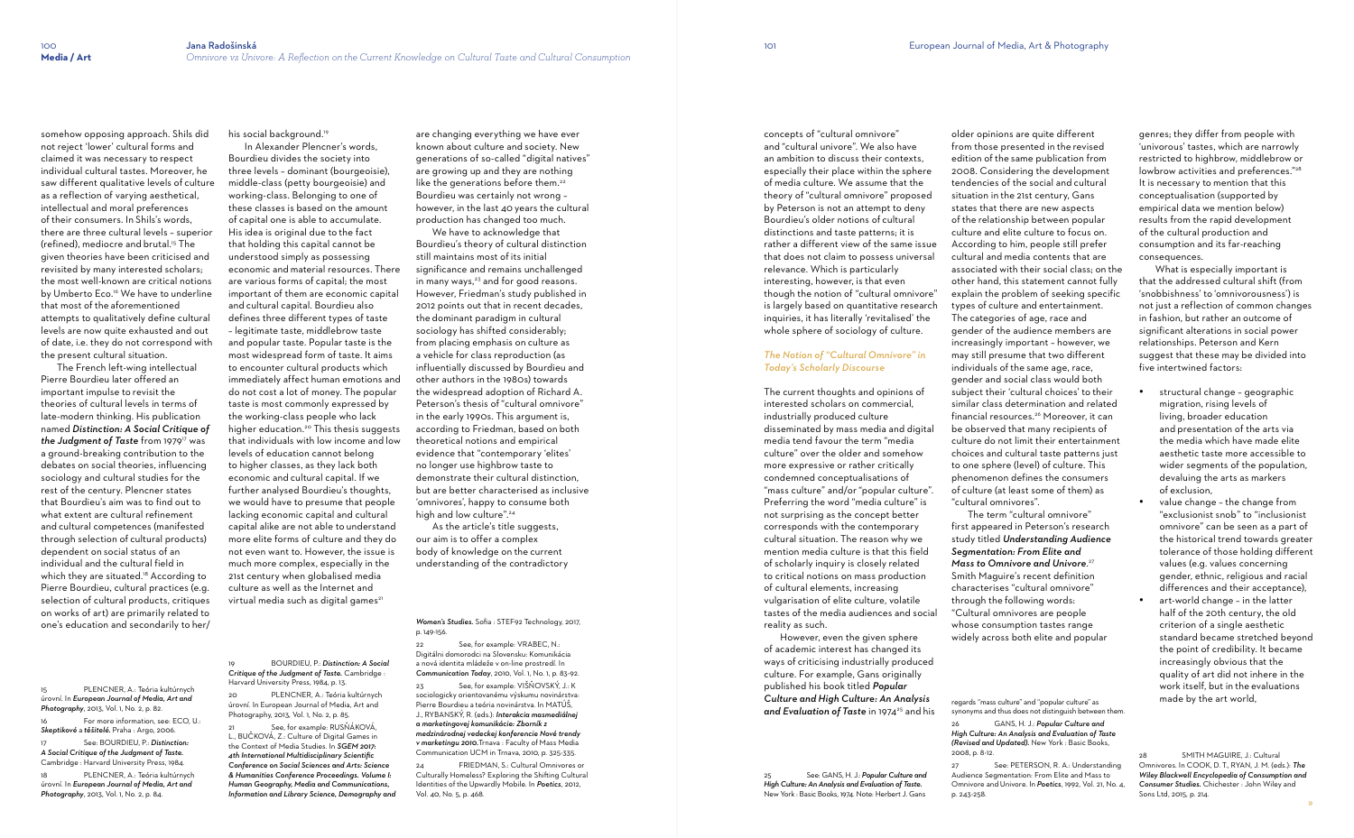somehow opposing approach. Shils did not reject 'lower' cultural forms and claimed it was necessary to respect individual cultural tastes. Moreover, he saw different qualitative levels of culture as a reflection of varying aesthetical, intellectual and moral preferences of their consumers. In Shils's words, there are three cultural levels – superior (refined), mediocre and brutal.[15] The given theories have been criticised and revisited by many interested scholars; the most well-known are critical notions by Umberto Eco.[16] We have to underline that most of the aforementioned attempts to qualitatively define cultural levels are now quite exhausted and out of date, i.e. they do not correspond with the present cultural situation.

The French left-wing intellectual Pierre Bourdieu later offered an important impulse to revisit the theories of cultural levels in terms of late-modern thinking. His publication named ***Distinction: A Social Critique of the Judgment of Taste*** from 1979[17] was a ground-breaking contribution to the debates on social theories, influencing sociology and cultural studies for the rest of the century. Plencner states that Bourdieu's aim was to find out to what extent are cultural refinement and cultural competences (manifested through selection of cultural products) dependent on social status of an individual and the cultural field in which they are situated.[18] According to Pierre Bourdieu, cultural practices (e.g. selection of cultural products, critiques on works of art) are primarily related to one's education and secondarily to her/his social background.[19]

In Alexander Plencner's words, Bourdieu divides the society into three levels – dominant (bourgeoisie), middle-class (petty bourgeoisie) and working-class. Belonging to one of these classes is based on the amount of capital one is able to accumulate. His idea is original due to the fact that holding this capital cannot be understood simply as possessing economic and material resources. There are various forms of capital; the most important of them are economic capital and cultural capital. Bourdieu also defines three different types of taste – legitimate taste, middlebrow taste and popular taste. Popular taste is the most widespread form of taste. It aims to encounter cultural products which immediately affect human emotions and do not cost a lot of money. The popular taste is most commonly expressed by the working-class people who lack higher education.[20] This thesis suggests that individuals with low income and low levels of education cannot belong to higher classes, as they lack both economic and cultural capital. If we further analysed Bourdieu's thoughts, we would have to presume that people lacking economic capital and cultural capital alike are not able to understand more elite forms of culture and they do not even want to. However, the issue is much more complex, especially in the 21st century when globalised media culture as well as the Internet and virtual media such as digital games[21] are changing everything we have ever known about culture and society. New generations of so-called "digital natives" are growing up and they are nothing like the generations before them.[22] Bourdieu was certainly not wrong – however, in the last 40 years the cultural production has changed too much.

We have to acknowledge that Bourdieu's theory of cultural distinction still maintains most of its initial significance and remains unchallenged in many ways,[23] and for good reasons. However, Friedman's study published in 2012 points out that in recent decades, the dominant paradigm in cultural sociology has shifted considerably; from placing emphasis on culture as a vehicle for class reproduction (as influentially discussed by Bourdieu and other authors in the 1980s) towards the widespread adoption of Richard A. Peterson's thesis of "cultural omnivore" in the early 1990s. This argument is, according to Friedman, based on both theoretical notions and empirical evidence that "contemporary 'elites' no longer use highbrow taste to demonstrate their cultural distinction, but are better characterised as inclusive 'omnivores', happy to consume both high and low culture".[24]

As the article's title suggests, our aim is to offer a complex body of knowledge on the current understanding of the contradictory concepts of "cultural omnivore" and "cultural univore". We also have an ambition to discuss their contexts, especially their place within the sphere of media culture. We assume that the theory of "cultural omnivore" proposed by Peterson is not an attempt to deny Bourdieu's older notions of cultural distinctions and taste patterns; it is rather a different view of the same issue that does not claim to possess universal relevance. Which is particularly interesting, however, is that even though the notion of "cultural omnivore" is largely based on quantitative research inquiries, it has literally 'revitalised' the whole sphere of sociology of culture.

### *The Notion of "Cultural Omnivore" in Today's Scholarly Discourse*

The current thoughts and opinions of interested scholars on commercial, industrially produced culture disseminated by mass media and digital media tend favour the term "media culture" over the older and somehow more expressive or rather critically condemned conceptualisations of "mass culture" and/or "popular culture". Preferring the word "media culture" is not surprising as the concept better corresponds with the contemporary cultural situation. The reason why we mention media culture is that this field of scholarly inquiry is closely related to critical notions on mass production of cultural elements, increasing vulgarisation of elite culture, volatile tastes of the media audiences and social reality as such.

However, even the given sphere of academic interest has changed its ways of criticising industrially produced culture. For example, Gans originally published his book titled ***Popular Culture and High Culture: An Analysis and Evaluation of Taste*** in 1974[25] and his older opinions are quite different from those presented in the revised edition of the same publication from 2008. Considering the development tendencies of the social and cultural situation in the 21st century, Gans states that there are new aspects of the relationship between popular culture and elite culture to focus on. According to him, people still prefer cultural and media contents that are associated with their social class; on the other hand, this statement cannot fully explain the problem of seeking specific types of culture and entertainment. The categories of age, race and gender of the audience members are increasingly important – however, we may still presume that two different individuals of the same age, race, gender and social class would both subject their 'cultural choices' to their similar class determination and related financial resources.[26] Moreover, it can be observed that many recipients of culture do not limit their entertainment choices and cultural taste patterns just to one sphere (level) of culture. This phenomenon defines the consumers of culture (at least some of them) as "cultural omnivores".

The term "cultural omnivore" first appeared in Peterson's research study titled ***Understanding Audience Segmentation: From Elite and Mass to Omnivore and Univore***.[27] Smith Maguire's recent definition characterises "cultural omnivore" through the following words: "Cultural omnivores are people whose consumption tastes range widely across both elite and popular genres; they differ from people with 'univorous' tastes, which are narrowly restricted to highbrow, middlebrow or lowbrow activities and preferences."[28] It is necessary to mention that this conceptualisation (supported by empirical data we mention below) results from the rapid development of the cultural production and consumption and its far-reaching consequences.

What is especially important is that the addressed cultural shift (from 'snobbishness' to 'omnivorousness') is not just a reflection of common changes in fashion, but rather an outcome of significant alterations in social power relationships. Peterson and Kern suggest that these may be divided into five intertwined factors:

- structural change – geographic migration, rising levels of living, broader education and presentation of the arts via the media which have made elite aesthetic taste more accessible to wider segments of the population, devaluing the arts as markers of exclusion,
- value change – the change from "exclusionist snob" to "inclusionist omnivore" can be seen as a part of the historical trend towards greater tolerance of those holding different values (e.g. values concerning gender, ethnic, religious and racial differences and their acceptance),
- art-world change – in the latter half of the 20th century, the old criterion of a single aesthetic standard became stretched beyond the point of credibility. It became increasingly obvious that the quality of art did not inhere in the work itself, but in the evaluations made by the art world,

---

15 PLENCNER, A.: Teória kultúrnych úrovní. In *European Journal of Media, Art and Photography*, 2013, Vol. 1, No. 2, p. 82.

16 For more information, see: ECO, U.: *Skeptikové a těšitelé*. Praha : Argo, 2006.

17 See: BOURDIEU, P.: *Distinction: A Social Critique of the Judgment of Taste*. Cambridge : Harvard University Press, 1984.

18 PLENCNER, A.: Teória kultúrnych úrovní. In *European Journal of Media, Art and Photography*, 2013, Vol. 1, No. 2, p. 84.

19 BOURDIEU, P.: *Distinction: A Social Critique of the Judgment of Taste*. Cambridge : Harvard University Press, 1984, p. 13.

20 PLENCNER, A.: Teória kultúrnych úrovní. In European Journal of Media, Art and Photography, 2013, Vol. 1, No. 2, p. 85.

21 See, for example: RUSŇÁKOVÁ, L., BUČKOVÁ, Z.: Culture of Digital Games in the Context of Media Studies. In *SGEM 2017: 4th International Multidisciplinary Scientific Conference on Social Sciences and Arts: Science & Humanities Conference Proceedings. Volume I: Human Geography, Media and Communications, Information and Library Science, Demography and Women's Studies*. Sofia : STEF92 Technology, 2017, p. 149-156.

22 See, for example: VRABEC, N.: Digitálni domorodci na Slovensku: Komunikácia a nová identita mládeže v on-line prostredí. In *Communication Today*, 2010, Vol. 1, No. 1, p. 83-92.

23 See, for example: VIŠŇOVSKÝ, J.: K sociologicky orientovanému výskumu novinárstva: Pierre Bourdieu a teória novinárstva. In MATÚŠ, J., RYBANSKÝ, R. (eds.): *Interakcia masmediálnej a marketingovej komunikácie: Zborník z medzinárodnej vedeckej konferencie Nové trendy v marketingu 2010*. Trnava : Faculty of Mass Media Communication UCM in Trnava, 2010, p. 325-335.

24 FRIEDMAN, S.: Cultural Omnivores or Culturally Homeless? Exploring the Shifting Cultural Identities of the Upwardly Mobile. In *Poetics*, 2012, Vol. 40, No. 5, p. 468.

25 See: GANS, H. J.: *Popular Culture and High Culture: An Analysis and Evaluation of Taste*. New York : Basic Books, 1974. Note: Herbert J. Gans regards "mass culture" and "popular culture" as synonyms and thus does not distinguish between them.

26 GANS, H. J.: *Popular Culture and High Culture: An Analysis and Evaluation of Taste (Revised and Updated)*. New York : Basic Books, 2008, p. 8-12.

27 See: PETERSON, R. A.: Understanding Audience Segmentation: From Elite and Mass to Omnivore and Univore. In *Poetics*, 1992, Vol. 21, No. 4, p. 243-258.

28 SMITH MAGUIRE, J.: Cultural Omnivores. In COOK, D. T., RYAN, J. M. (eds.): *The Wiley Blackwell Encyclopedia of Consumption and Consumer Studies*. Chichester : John Wiley and Sons Ltd, 2015, p. 214.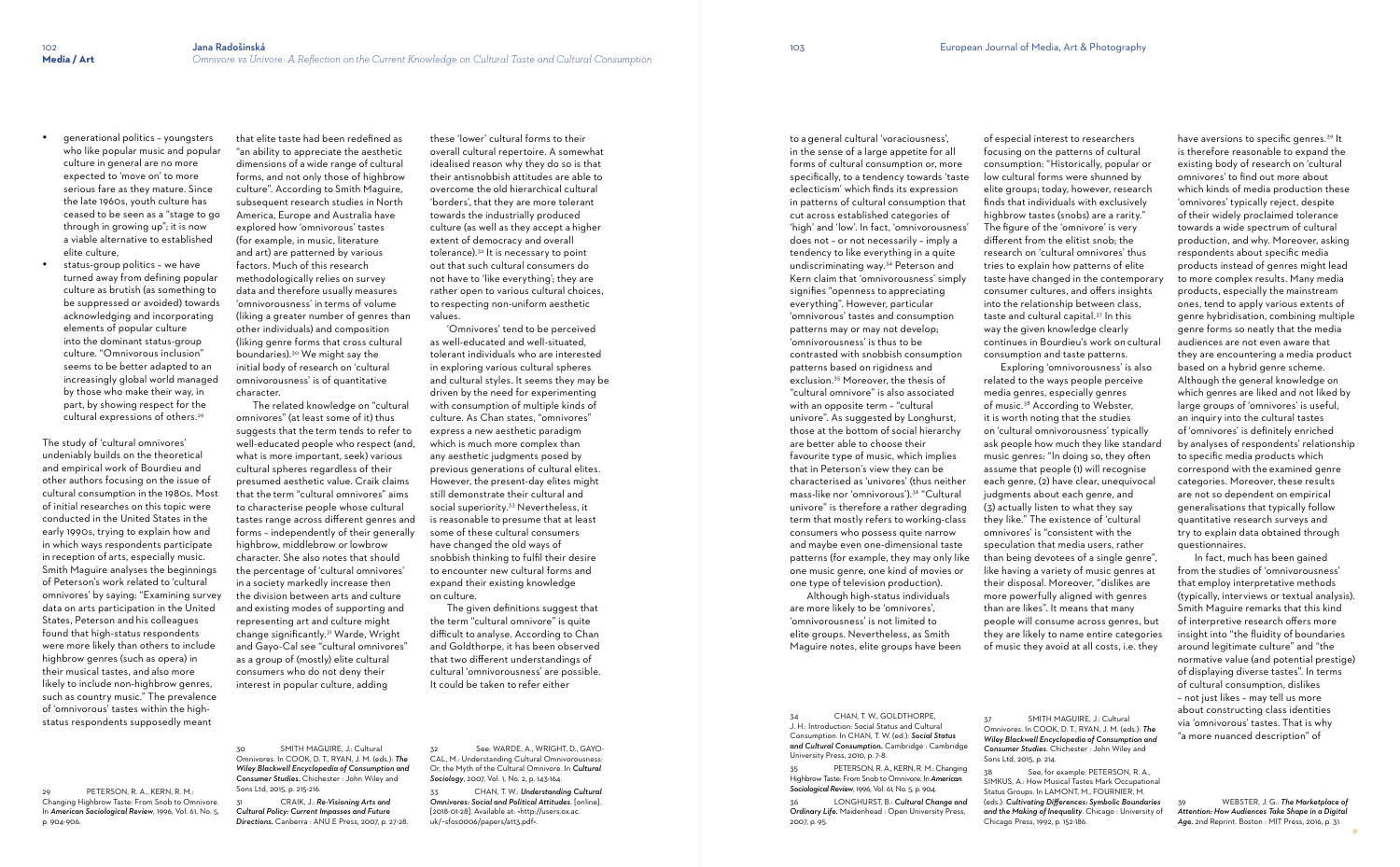- generational politics – youngsters who like popular music and popular culture in general are no more expected to 'move on' to more serious fare as they mature. Since the late 1960s, youth culture has ceased to be seen as a "stage to go through in growing up"; it is now a viable alternative to established elite culture,
- status-group politics – we have turned away from defining popular culture as brutish (as something to be suppressed or avoided) towards acknowledging and incorporating elements of popular culture into the dominant status-group culture. "Omnivorous inclusion" seems to be better adapted to an increasingly global world managed by those who make their way, in part, by showing respect for the cultural expressions of others.[29]

The study of 'cultural omnivores' undeniably builds on the theoretical and empirical work of Bourdieu and other authors focusing on the issue of cultural consumption in the 1980s. Most of initial researches on this topic were conducted in the United States in the early 1990s, trying to explain how and in which ways respondents participate in reception of arts, especially music. Smith Maguire analyses the beginnings of Peterson's work related to 'cultural omnivores' by saying: "Examining survey data on arts participation in the United States, Peterson and his colleagues found that high-status respondents were more likely than others to include highbrow genres (such as opera) in their musical tastes, and also more likely to include non-highbrow genres, such as country music." The prevalence of 'omnivorous' tastes within the high-status respondents supposedly meant that elite taste had been redefined as "an ability to appreciate the aesthetic dimensions of a wide range of cultural forms, and not only those of highbrow culture". According to Smith Maguire, subsequent research studies in North America, Europe and Australia have explored how 'omnivorous' tastes (for example, in music, literature and art) are patterned by various factors. Much of this research methodologically relies on survey data and therefore usually measures 'omnivorousness' in terms of volume (liking a greater number of genres than other individuals) and composition (liking genre forms that cross cultural boundaries).[30] We might say the initial body of research on 'cultural omnivorousness' is of quantitative character.

The related knowledge on "cultural omnivores" (at least some of it) thus suggests that the term tends to refer to well-educated people who respect (and, what is more important, seek) various cultural spheres regardless of their presumed aesthetic value. Craik claims that the term "cultural omnivores" aims to characterise people whose cultural tastes range across different genres and forms – independently of their generally highbrow, middlebrow or lowbrow character. She also notes that should the percentage of 'cultural omnivores' in a society markedly increase then the division between arts and culture and existing modes of supporting and representing art and culture might change significantly.[31] Warde, Wright and Gayo-Cal see "cultural omnivores" as a group of (mostly) elite cultural consumers who do not deny their interest in popular culture, adding these 'lower' cultural forms to their overall cultural repertoire. A somewhat idealised reason why they do so is that their antisnobbish attitudes are able to overcome the old hierarchical cultural 'borders', that they are more tolerant towards the industrially produced culture (as well as they accept a higher extent of democracy and overall tolerance).[32] It is necessary to point out that such cultural consumers do not have to 'like everything'; they are rather open to various cultural choices, to respecting non-uniform aesthetic values.

'Omnivores' tend to be perceived as well-educated and well-situated, tolerant individuals who are interested in exploring various cultural spheres and cultural styles. It seems they may be driven by the need for experimenting with consumption of multiple kinds of culture. As Chan states, "omnivores" express a new aesthetic paradigm which is much more complex than any aesthetic judgments posed by previous generations of cultural elites. However, the present-day elites might still demonstrate their cultural and social superiority.[33] Nevertheless, it is reasonable to presume that at least some of these cultural consumers have changed the old ways of snobbish thinking to fulfil their desire to encounter new cultural forms and expand their existing knowledge on culture.

The given definitions suggest that the term "cultural omnivore" is quite difficult to analyse. According to Chan and Goldthorpe, it has been observed that two different understandings of cultural 'omnivorousness' are possible. It could be taken to refer either to a general cultural 'voraciousness', in the sense of a large appetite for all forms of cultural consumption or, more specifically, to a tendency towards 'taste eclecticism' which finds its expression in patterns of cultural consumption that cut across established categories of 'high' and 'low'. In fact, 'omnivorousness' does not – or not necessarily – imply a tendency to like everything in a quite undiscriminating way.[34] Peterson and Kern claim that 'omnivorousness' simply signifies "openness to appreciating everything". However, particular 'omnivorous' tastes and consumption patterns may or may not develop; 'omnivorousness' is thus to be contrasted with snobbish consumption patterns based on rigidness and exclusion.[35] Moreover, the thesis of "cultural omnivore" is also associated with an opposite term – "cultural univore". As suggested by Longhurst, those at the bottom of social hierarchy are better able to choose their favourite type of music, which implies that in Peterson's view they can be characterised as 'univores' (thus neither mass-like nor 'omnivorous').[36] "Cultural univore" is therefore a rather degrading term that mostly refers to working-class consumers who possess quite narrow and maybe even one-dimensional taste patterns (for example, they may only like one music genre, one kind of movies or one type of television production).

Although high-status individuals are more likely to be 'omnivores', 'omnivorousness' is not limited to elite groups. Nevertheless, as Smith Maguire notes, elite groups have been of especial interest to researchers focusing on the patterns of cultural consumption: "Historically, popular or low cultural forms were shunned by elite groups; today, however, research finds that individuals with exclusively highbrow tastes (snobs) are a rarity." The figure of the 'omnivore' is very different from the elitist snob; the research on 'cultural omnivores' thus tries to explain how patterns of elite taste have changed in the contemporary consumer cultures, and offers insights into the relationship between class, taste and cultural capital.[37] In this way the given knowledge clearly continues in Bourdieu's work on cultural consumption and taste patterns.

Exploring 'omnivorousness' is also related to the ways people perceive media genres, especially genres of music.[38] According to Webster, it is worth noting that the studies on 'cultural omnivorousness' typically ask people how much they like standard music genres: "In doing so, they often assume that people (1) will recognise each genre, (2) have clear, unequivocal judgments about each genre, and (3) actually listen to what they say they like." The existence of 'cultural omnivores' is "consistent with the speculation that media users, rather than being devotees of a single genre", like having a variety of music genres at their disposal. Moreover, "dislikes are more powerfully aligned with genres than are likes". It means that many people will consume across genres, but they are likely to name entire categories of music they avoid at all costs, i.e. they have aversions to specific genres.[39] It is therefore reasonable to expand the existing body of research on 'cultural omnivores' to find out more about which kinds of media production these 'omnivores' typically reject, despite of their widely proclaimed tolerance towards a wide spectrum of cultural production, and why. Moreover, asking respondents about specific media products instead of genres might lead to more complex results. Many media products, especially the mainstream ones, tend to apply various extents of genre hybridisation, combining multiple genre forms so neatly that the media audiences are not even aware that they are encountering a media product based on a hybrid genre scheme. Although the general knowledge on which genres are liked and not liked by large groups of 'omnivores' is useful, an inquiry into the cultural tastes of 'omnivores' is definitely enriched by analyses of respondents' relationship to specific media products which correspond with the examined genre categories. Moreover, these results are not so dependent on empirical generalisations that typically follow quantitative research surveys and try to explain data obtained through questionnaires.

In fact, much has been gained from the studies of 'omnivorousness' that employ interpretative methods (typically, interviews or textual analysis). Smith Maguire remarks that this kind of interpretive research offers more insight into "the fluidity of boundaries around legitimate culture" and "the normative value (and potential prestige) of displaying diverse tastes". In terms of cultural consumption, dislikes – not just likes – may tell us more about constructing class identities via 'omnivorous' tastes. That is why "a more nuanced description" of

---

29 PETERSON, R. A., KERN, R. M.: Changing Highbrow Taste: From Snob to Omnivore. In *American Sociological Review*, 1996, Vol. 61, No. 5, p. 904-906.

30 SMITH MAGUIRE, J.: Cultural Omnivores. In COOK, D. T., RYAN, J. M. (eds.): *The Wiley Blackwell Encyclopedia of Consumption and Consumer Studies*. Chichester : John Wiley and Sons Ltd, 2015, p. 215-216.

31 CRAIK, J.: *Re-Visioning Arts and Cultural Policy: Current Impasses and Future Directions*. Canberra : ANU E Press, 2007, p. 27-28.

32 See: WARDE, A., WRIGHT, D., GAYO-CAL, M.: Understanding Cultural Omnivorousness: Or, the Myth of the Cultural Omnivore. In *Cultural Sociology*, 2007, Vol. 1, No. 2, p. 143-164.

33 CHAN, T. W.: *Understanding Cultural Omnivores: Social and Political Attitudes*. [online]. [2018-01-28]. Available at: <http://users.ox.ac.uk/~sfos0006/papers/att3.pdf>.

34 CHAN, T. W., GOLDTHORPE, J. H.: Introduction: Social Status and Cultural Consumption. In CHAN, T. W. (ed.): *Social Status and Cultural Consumption*. Cambridge : Cambridge University Press, 2010, p. 7-8.

35 PETERSON, R. A., KERN, R. M.: Changing Highbrow Taste: From Snob to Omnivore. In *American Sociological Review*, 1996, Vol. 61, No. 5, p. 904.

36 LONGHURST, B.: *Cultural Change and Ordinary Life*. Maidenhead : Open University Press, 2007, p. 95.

37 SMITH MAGUIRE, J.: Cultural Omnivores. In COOK, D. T., RYAN, J. M. (eds.): *The Wiley Blackwell Encyclopedia of Consumption and Consumer Studies*. Chichester : John Wiley and Sons Ltd, 2015, p. 214.

38 See, for example: PETERSON, R. A., SIMKUS, A.: How Musical Tastes Mark Occupational Status Groups. In LAMONT, M., FOURNIER, M. (eds.): *Cultivating Differences: Symbolic Boundaries and the Making of Inequality*. Chicago : University of Chicago Press, 1992, p. 152-186.

39 WEBSTER, J. G.: *The Marketplace of Attention: How Audiences Take Shape in a Digital Age*. 2nd Reprint. Boston : MIT Press, 2016, p. 31.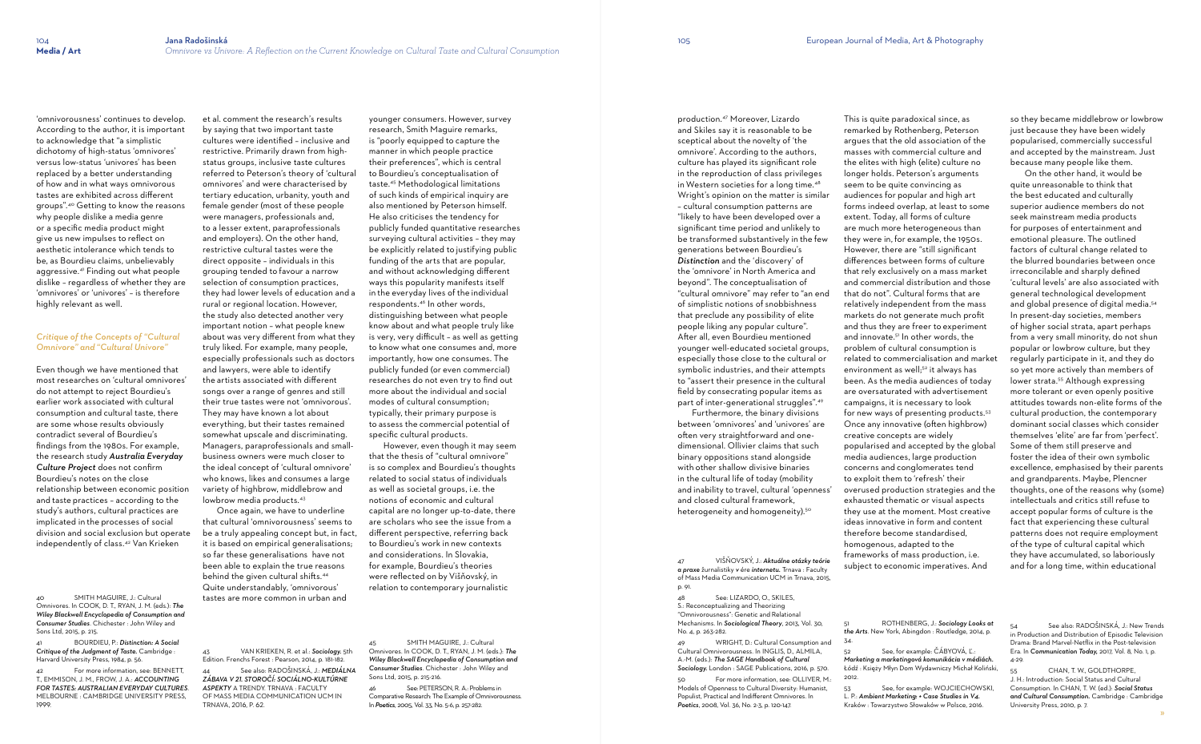'omnivorousness' continues to develop. According to the author, it is important to acknowledge that "a simplistic dichotomy of high-status 'omnivores' versus low-status 'univores' has been replaced by a better understanding of how and in what ways omnivorous tastes are exhibited across different groups".[40] Getting to know the reasons why people dislike a media genre or a specific media product might give us new impulses to reflect on aesthetic intolerance which tends to be, as Bourdieu claims, unbelievably aggressive.[41] Finding out what people dislike – regardless of whether they are 'omnivores' or 'univores' – is therefore highly relevant as well.

### *Critique of the Concepts of "Cultural Omnivore" and "Cultural Univore"*

Even though we have mentioned that most researches on 'cultural omnivores' do not attempt to reject Bourdieu's earlier work associated with cultural consumption and cultural taste, there are some whose results obviously contradict several of Bourdieu's findings from the 1980s. For example, the research study ***Australia Everyday Culture Project*** does not confirm Bourdieu's notes on the close relationship between economic position and taste practices – according to the study's authors, cultural practices are implicated in the processes of social division and social exclusion but operate independently of class.[42] Van Krieken et al. comment the research's results by saying that two important taste cultures were identified – inclusive and restrictive. Primarily drawn from high-status groups, inclusive taste cultures referred to Peterson's theory of 'cultural omnivores' and were characterised by tertiary education, urbanity, youth and female gender (most of these people were managers, professionals and, to a lesser extent, paraprofessionals and employers). On the other hand, restrictive cultural tastes were the direct opposite – individuals in this grouping tended to favour a narrow selection of consumption practices, they had lower levels of education and a rural or regional location. However, the study also detected another very important notion – what people knew about was very different from what they truly liked. For example, many people, especially professionals such as doctors and lawyers, were able to identify the artists associated with different songs over a range of genres and still their true tastes were not 'omnivorous'. They may have known a lot about everything, but their tastes remained somewhat upscale and discriminating. Managers, paraprofessionals and small-business owners were much closer to the ideal concept of 'cultural omnivore' who knows, likes and consumes a large variety of highbrow, middlebrow and lowbrow media products.[43]

Once again, we have to underline that cultural 'omnivorousness' seems to be a truly appealing concept but, in fact, it is based on empirical generalisations; so far these generalisations have not been able to explain the true reasons behind the given cultural shifts.[44] Quite understandably, 'omnivorous' tastes are more common in urban and younger consumers. However, survey research, Smith Maguire remarks, is "poorly equipped to capture the manner in which people practice their preferences", which is central to Bourdieu's conceptualisation of taste.[45] Methodological limitations of such kinds of empirical inquiry are also mentioned by Peterson himself. He also criticises the tendency for publicly funded quantitative researches surveying cultural activities – they may be explicitly related to justifying public funding of the arts that are popular, and without acknowledging different ways this popularity manifests itself in the everyday lives of the individual respondents.[46] In other words, distinguishing between what people know about and what people truly like is very, very difficult – as well as getting to know what one consumes and, more importantly, how one consumes. The publicly funded (or even commercial) researches do not even try to find out more about the individual and social modes of cultural consumption; typically, their primary purpose is to assess the commercial potential of specific cultural products.

However, even though it may seem that the thesis of "cultural omnivore" is so complex and Bourdieu's thoughts related to social status of individuals as well as societal groups, i.e. the notions of economic and cultural capital are no longer up-to-date, there are scholars who see the issue from a different perspective, referring back to Bourdieu's work in new contexts and considerations. In Slovakia, for example, Bourdieu's theories were reflected on by Višňovský, in relation to contemporary journalistic production.[47] Moreover, Lizardo and Skiles say it is reasonable to be sceptical about the novelty of 'the omnivore'. According to the authors, culture has played its significant role in the reproduction of class privileges in Western societies for a long time.[48] Wright's opinion on the matter is similar – cultural consumption patterns are "likely to have been developed over a significant time period and unlikely to be transformed substantively in the few generations between Bourdieu's ***Distinction*** and the 'discovery' of the 'omnivore' in North America and beyond". The conceptualisation of "cultural omnivore" may refer to "an end of simplistic notions of snobbishness that preclude any possibility of elite people liking any popular culture". After all, even Bourdieu mentioned younger well-educated societal groups, especially those close to the cultural or symbolic industries, and their attempts to "assert their presence in the cultural field by consecrating popular items as part of inter-generational struggles".[49]

Furthermore, the binary divisions between 'omnivores' and 'univores' are often very straightforward and one-dimensional. Ollivier claims that such binary oppositions stand alongside with other shallow divisive binaries in the cultural life of today (mobility and inability to travel, cultural 'openness' and closed cultural framework, heterogeneity and homogeneity).[50] This is quite paradoxical since, as remarked by Rothenberg, Peterson argues that the old association of the masses with commercial culture and the elites with high (elite) culture no longer holds. Peterson's arguments seem to be quite convincing as audiences for popular and high art forms indeed overlap, at least to some extent. Today, all forms of culture are much more heterogeneous than they were in, for example, the 1950s. However, there are "still significant differences between forms of culture that rely exclusively on a mass market and commercial distribution and those that do not". Cultural forms that are relatively independent from the mass markets do not generate much profit and thus they are freer to experiment and innovate.[51] In other words, the problem of cultural consumption is related to commercialisation and market environment as well;[52] it always has been. As the media audiences of today are oversaturated with advertisement campaigns, it is necessary to look for new ways of presenting products.[53] Once any innovative (often highbrow) creative concepts are widely popularised and accepted by the global media audiences, large production concerns and conglomerates tend to exploit them to 'refresh' their overused production strategies and the exhausted thematic or visual aspects they use at the moment. Most creative ideas innovative in form and content therefore become standardised, homogenous, adapted to the frameworks of mass production, i.e. subject to economic imperatives. And so they became middlebrow or lowbrow just because they have been widely popularised, commercially successful and accepted by the mainstream. Just because many people like them.

On the other hand, it would be quite unreasonable to think that the best educated and culturally superior audience members do not seek mainstream media products for purposes of entertainment and emotional pleasure. The outlined factors of cultural change related to the blurred boundaries between once irreconcilable and sharply defined 'cultural levels' are also associated with general technological development and global presence of digital media.[54] In present-day societies, members of higher social strata, apart perhaps from a very small minority, do not shun popular or lowbrow culture, but they regularly participate in it, and they do so yet more actively than members of lower strata.[55] Although expressing more tolerant or even openly positive attitudes towards non-elite forms of the cultural production, the contemporary dominant social classes which consider themselves 'elite' are far from 'perfect'. Some of them still preserve and foster the idea of their own symbolic excellence, emphasised by their parents and grandparents. Maybe, Plencner thoughts, one of the reasons why (some) intellectuals and critics still refuse to accept popular forms of culture is the fact that experiencing these cultural patterns does not require employment of the type of cultural capital which they have accumulated, so laboriously and for a long time, within educational

---

40 SMITH MAGUIRE, J.: Cultural Omnivores. In COOK, D. T., RYAN, J. M. (eds.): *The Wiley Blackwell Encyclopedia of Consumption and Consumer Studies*. Chichester : John Wiley and Sons Ltd, 2015, p. 215.

41 BOURDIEU, P.: *Distinction: A Social Critique of the Judgment of Taste*. Cambridge : Harvard University Press, 1984, p. 56.

42 For more information, see: BENNETT, T., EMMISON, J. M., FROW, J. A.: *ACCOUNTING FOR TASTES: AUSTRALIAN EVERYDAY CULTURES*. MELBOURNE : CAMBRIDGE UNIVERSITY PRESS, 1999.

43 VAN KRIEKEN, R. et al.: *Sociology*. 5th Edition. Frenchs Forest : Pearson, 2014, p. 181-182.

44 See also: RADOŠINSKÁ, J.: *MEDIÁLNA ZÁBAVA V 21. STOROČÍ: SOCIÁLNO-KULTÚRNE ASPEKTY A TRENDY*. TRNAVA : FACULTY OF MASS MEDIA COMMUNICATION UCM IN TRNAVA, 2016, P. 62.

45 SMITH MAGUIRE, J.: Cultural Omnivores. In COOK, D. T., RYAN, J. M. (eds.): *The Wiley Blackwell Encyclopedia of Consumption and Consumer Studies*. Chichester : John Wiley and Sons Ltd, 2015, p. 215-216.

46 See: PETERSON, R. A.: Problems in Comparative Research: The Example of Omnivorousness. In *Poetics*, 2005, Vol. 33, No. 5-6, p. 257-282.

47 VIŠŇOVSKÝ, J.: *Aktuálne otázky teórie a praxe* žurnalistiky v ére *internetu*. Trnava : Faculty of Mass Media Communication UCM in Trnava, 2015, p. 91.

48 See: LIZARDO, O., SKILES, S.: Reconceptualizing and Theorizing "Omnivorousness": Genetic and Relational Mechanisms. In *Sociological Theory*, 2013, Vol. 30, No. 4, p. 263-282.

49 WRIGHT, D.: Cultural Consumption and Cultural Omnivorousness. In INGLIS, D., ALMILA, A.-M. (eds.): *The SAGE Handbook of Cultural Sociology*. London : SAGE Publications, 2016, p. 570.

50 For more information, see: OLLIVER, M.: Models of Openness to Cultural Diversity: Humanist, Populist, Practical and Indifferent Omnivores. In *Poetics*, 2008, Vol. 36, No. 2-3, p. 120-147.

51 ROTHENBERG, J.: *Sociology Looks at the Arts*. New York, Abingdon : Routledge, 2014, p. 34.

52 See, for example: ĆÁBYOVÁ, Ľ.: *Marketing a marketingová komunikácia v médiách*. Łódź : Księży Młyn Dom Wydawniczy Michał Koliński, 2012.

53 See, for example: WOJCIECHOWSKI, L. P.: *Ambient Marketing: + Case Studies in V4*. Kraków : Towarzystwo Słowaków w Polsce, 2016.

54 See also: RADOŠINSKÁ, J.: New Trends in Production and Distribution of Episodic Television Drama: Brand Marvel-Netflix in the Post-television Era. In *Communication Today*, 2017, Vol. 8, No. 1, p. 4-29.

55 CHAN, T. W., GOLDTHORPE, J. H.: Introduction: Social Status and Cultural Consumption. In CHAN, T. W. (ed.): *Social Status and Cultural Consumption*. Cambridge : Cambridge University Press, 2010, p. 7.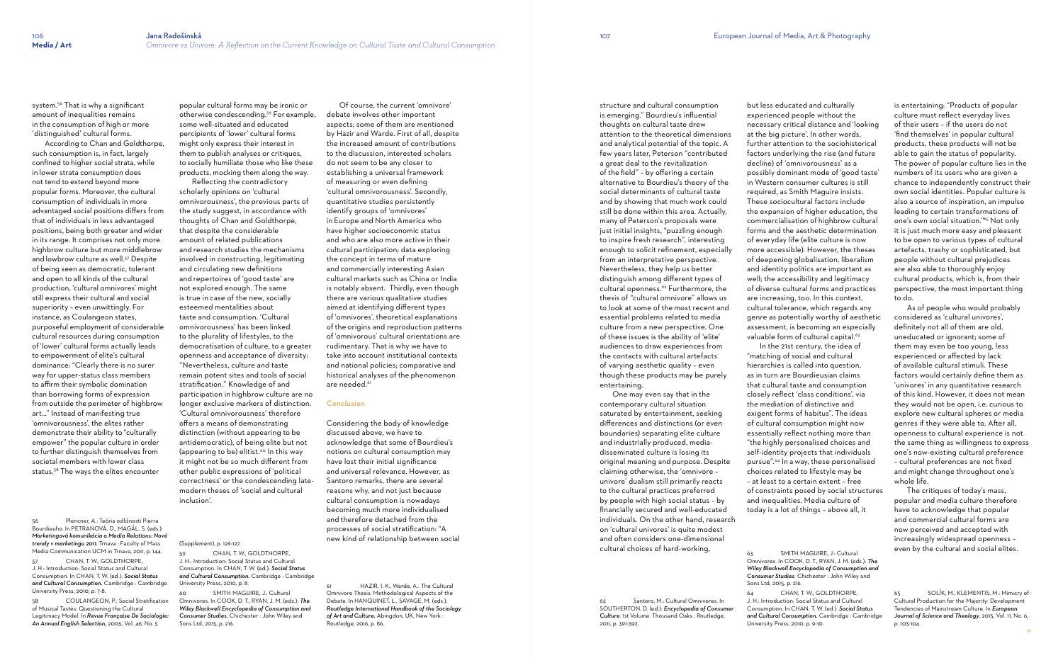system.[56] That is why a significant amount of inequalities remains in the consumption of high or more 'distinguished' cultural forms.

According to Chan and Goldthorpe, such consumption is, in fact, largely confined to higher social strata, while in lower strata consumption does not tend to extend beyond more popular forms. Moreover, the cultural consumption of individuals in more advantaged social positions differs from that of individuals in less advantaged positions, being both greater and wider in its range. It comprises not only more highbrow culture but more middlebrow and lowbrow culture as well.[57] Despite of being seen as democratic, tolerant and open to all kinds of the cultural production, 'cultural omnivores' might still express their cultural and social superiority – even unwittingly. For instance, as Coulangeon states, purposeful employment of considerable cultural resources during consumption of 'lower' cultural forms actually leads to empowerment of elite's cultural dominance: "Clearly there is no surer way for upper-status class members to affirm their symbolic domination than borrowing forms of expression from outside the perimeter of highbrow art..." Instead of manifesting true 'omnivorousness', the elites rather demonstrate their ability to "culturally empower" the popular culture in order to further distinguish themselves from societal members with lower class status.[58] The ways the elites encounter popular cultural forms may be ironic or otherwise condescending.[59] For example, some well-situated and educated percipients of 'lower' cultural forms might only express their interest in them to publish analyses or critiques, to socially humiliate those who like these products, mocking them along the way.

Reflecting the contradictory scholarly opinions on 'cultural omnivorousness', the previous parts of the study suggest, in accordance with thoughts of Chan and Goldthorpe, that despite the considerable amount of related publications and research studies the mechanisms involved in constructing, legitimating and circulating new definitions and repertoires of 'good taste' are not explored enough. The same is true in case of the new, socially esteemed mentalities about taste and consumption. 'Cultural omnivorousness' has been linked to the plurality of lifestyles, to the democratisation of culture, to a greater openness and acceptance of diversity: "Nevertheless, culture and taste remain potent sites and tools of social stratification." Knowledge of and participation in highbrow culture are no longer exclusive markers of distinction. 'Cultural omnivorousness' therefore offers a means of demonstrating distinction (without appearing to be antidemocratic), of being elite but not (appearing to be) elitist.[60] In this way it might not be so much different from other public expressions of 'political correctness' or the condescending late-modern theses of 'social and cultural inclusion'.

Of course, the current 'omnivore' debate involves other important aspects; some of them are mentioned by Hazir and Warde. First of all, despite the increased amount of contributions to the discussion, interested scholars do not seem to be any closer to establishing a universal framework of measuring or even defining 'cultural omnivorousness'. Secondly, quantitative studies persistently identify groups of 'omnivores' in Europe and North America who have higher socioeconomic status and who are also more active in their cultural participation; data exploring the concept in terms of mature and commercially interesting Asian cultural markets such as China or India is notably absent. Thirdly, even though there are various qualitative studies aimed at identifying different types of 'omnivores', theoretical explanations of the origins and reproduction patterns of 'omnivorous' cultural orientations are rudimentary. That is why we have to take into account institutional contexts and national policies; comparative and historical analyses of the phenomenon are needed.[61]

## Conclusion

Considering the body of knowledge discussed above, we have to acknowledge that some of Bourdieu's notions on cultural consumption may have lost their initial significance and universal relevance. However, as Santoro remarks, there are several reasons why, and not just because cultural consumption is nowadays becoming much more individualised and therefore detached from the processes of social stratification: "A new kind of relationship between social structure and cultural consumption is emerging." Bourdieu's influential thoughts on cultural taste drew attention to the theoretical dimensions and analytical potential of the topic. A few years later, Peterson "contributed a great deal to the revitalization of the field" – by offering a certain alternative to Bourdieu's theory of the social determinants of cultural taste and by showing that much work could still be done within this area. Actually, many of Peterson's proposals were just initial insights, "puzzling enough to inspire fresh research", interesting enough to solicit refinement, especially from an interpretative perspective. Nevertheless, they help us better distinguish among different types of cultural openness.[62] Furthermore, the thesis of "cultural omnivore" allows us to look at some of the most recent and essential problems related to media culture from a new perspective. One of these issues is the ability of 'elite' audiences to draw experiences from the contacts with cultural artefacts of varying aesthetic quality – even though these products may be purely entertaining.

One may even say that in the contemporary cultural situation saturated by entertainment, seeking differences and distinctions (or even boundaries) separating elite culture and industrially produced, media-disseminated culture is losing its original meaning and purpose. Despite claiming otherwise, the 'omnivore – univore' dualism still primarily reacts to the cultural practices preferred by people with high social status – by financially secured and well-educated individuals. On the other hand, research on 'cultural univores' is quite modest and often considers one-dimensional cultural choices of hard-working, but less educated and culturally experienced people without the necessary critical distance and 'looking at the big picture'. In other words, further attention to the sociohistorical factors underlying the rise (and future decline) of 'omnivorousness' as a possibly dominant mode of 'good taste' in Western consumer cultures is still required, as Smith Maguire insists. These sociocultural factors include the expansion of higher education, the commercialisation of highbrow cultural forms and the aesthetic determination of everyday life (elite culture is now more accessible). However, the theses of deepening globalisation, liberalism and identity politics are important as well; the accessibility and legitimacy of diverse cultural forms and practices are increasing, too. In this context, cultural tolerance, which regards any genre as potentially worthy of aesthetic assessment, is becoming an especially valuable form of cultural capital.[63]

In the 21st century, the idea of "matching of social and cultural hierarchies is called into question, as in turn are Bourdieusian claims that cultural taste and consumption closely reflect 'class conditions', via the mediation of distinctive and exigent forms of habitus". The ideas of cultural consumption might now essentially reflect nothing more than "the highly personalised choices and self-identity projects that individuals pursue".[64] In a way, these personalised choices related to lifestyle may be – at least to a certain extent – free of constraints posed by social structures and inequalities. Media culture of today is a lot of things – above all, it is entertaining: "Products of popular culture must reflect everyday lives of their users – if the users do not 'find themselves' in popular cultural products, these products will not be able to gain the status of popularity. The power of popular culture lies in the numbers of its users who are given a chance to independently construct their own social identities. Popular culture is also a source of inspiration, an impulse leading to certain transformations of one's own social situation."[65] Not only it is just much more easy and pleasant to be open to various types of cultural artefacts, trashy or sophisticated, but people without cultural prejudices are also able to thoroughly enjoy cultural products, which is, from their perspective, the most important thing to do.

As of people who would probably considered as 'cultural univores', definitely not all of them are old, uneducated or ignorant; some of them may even be too young, less experienced or affected by lack of available cultural stimuli. These factors would certainly define them as 'univores' in any quantitative research of this kind. However, it does not mean they would not be open, i.e. curious to explore new cultural spheres or media genres if they were able to. After all, openness to cultural experience is not the same thing as willingness to express one's now-existing cultural preference – cultural preferences are not fixed and might change throughout one's whole life.

The critiques of today's mass, popular and media culture therefore have to acknowledge that popular and commercial cultural forms are now perceived and accepted with increasingly widespread openness – even by the cultural and social elites.

---

56 Plencner, A.: Teória odlišnosti Pierra Bourdieuho. In PETRANOVÁ, D., MAGÁL, S. (eds.): *Marketingová komunikácia a Media Relations: Nové trendy v marketingu 2011*. Trnava : Faculty of Mass Media Communication UCM in Trnava, 2011, p. 144.

57 CHAN, T. W., GOLDTHORPE, J. H.: Introduction: Social Status and Cultural Consumption. In CHAN, T. W. (ed.): *Social Status and Cultural Consumption*. Cambridge : Cambridge University Press, 2010, p. 7-8.

58 COULANGEON, P.: Social Stratification of Musical Tastes: Questioning the Cultural Legitimacy Model. In *Revue Française De Sociologie: An Annual English Selection*, 2005, Vol. 46, No. 5 (Supplement), p. 126-127.

59 CHAN, T. W., GOLDTHORPE, J. H.: Introduction: Social Status and Cultural Consumption. In CHAN, T. W. (ed.): *Social Status and Cultural Consumption*. Cambridge : Cambridge University Press, 2010, p. 8.

60 SMITH MAGUIRE, J.: Cultural Omnivores. In COOK, D. T., RYAN, J. M. (eds.): *The Wiley Blackwell Encyclopedia of Consumption and Consumer Studies*. Chichester : John Wiley and Sons Ltd, 2015, p. 216.

61 HAZIR, I. K., Warde, A.: The Cultural Omnivore Thesis: Methodological Aspects of the Debate. In HANQUINET, L., SAVAGE, M. (eds.): *Routledge International Handbook of the Sociology of Art and Culture*. Abingdon, UK, New York : Routledge, 2016, p. 86.

62 Santoro, M.: Cultural Omnivores. In SOUTHERTON, D. (ed.): *Encyclopedia of Consumer Culture*. 1st Volume. Thousand Oaks : Routledge, 2011, p. 391-392.

63 SMITH MAGUIRE, J.: Cultural Omnivores. In COOK, D. T., RYAN, J. M. (eds.): *The Wiley Blackwell Encyclopedia of Consumption and Consumer Studies*. Chichester : John Wiley and Sons Ltd, 2015, p. 216.

64 CHAN, T. W., GOLDTHORPE, J. H.: Introduction: Social Status and Cultural Consumption. In CHAN, T. W. (ed.): *Social Status and Cultural Consumption*. Cambridge : Cambridge University Press, 2010, p. 9-10.

65 SOLÍK, M., KLEMENTIS, M.: Mimicry of Cultural Production for the Majority: Development Tendencies of Mainstream Culture. In *European Journal of Science and Theology*, 2015, Vol. 11, No. 6, p. 103-104.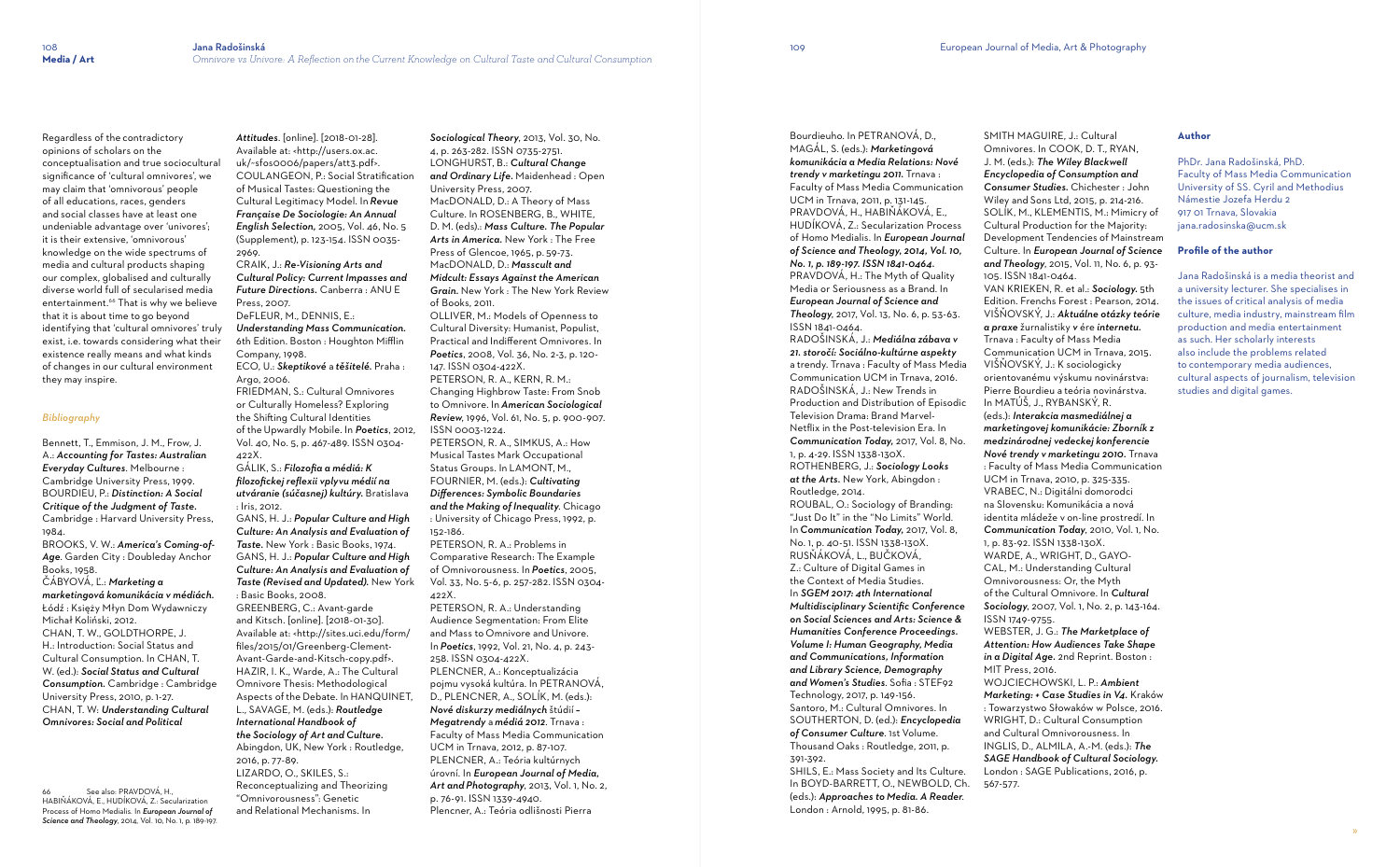Regardless of the contradictory opinions of scholars on the conceptualisation and true sociocultural significance of 'cultural omnivores', we may claim that 'omnivorous' people of all educations, races, genders and social classes have at least one undeniable advantage over 'univores'; it is their extensive, 'omnivorous' knowledge on the wide spectrums of media and cultural products shaping our complex, globalised and culturally diverse world full of secularised media entertainment.[66] That is why we believe that it is about time to go beyond identifying that 'cultural omnivores' truly exist, i.e. towards considering what their existence really means and what kinds of changes in our cultural environment they may inspire.

### *Bibliography*

Bennett, T., Emmison, J. M., Frow, J. A.: ***Accounting for Tastes: Australian Everyday Cultures.*** Melbourne : Cambridge University Press, 1999.

BOURDIEU, P.: ***Distinction: A Social Critique of the Judgment of Taste.*** Cambridge : Harvard University Press, 1984.

BROOKS, V. W.: ***America's Coming-of-Age.*** Garden City : Doubleday Anchor Books, 1958.

ČÁBYOVÁ, Ľ.: ***Marketing a marketingová komunikácia v médiách.*** Łódź : Księży Młyn Dom Wydawniczy Michał Koliński, 2012.

CHAN, T. W., GOLDTHORPE, J. H.: Introduction: Social Status and Cultural Consumption. In CHAN, T. W. (ed.): ***Social Status and Cultural Consumption.*** Cambridge : Cambridge University Press, 2010, p. 1-27.

CHAN, T. W.: ***Understanding Cultural Omnivores: Social and Political Attitudes***. [online]. [2018-01-28]. Available at: <http://users.ox.ac.uk/~sfos0006/papers/att3.pdf>.

COULANGEON, P.: Social Stratification of Musical Tastes: Questioning the Cultural Legitimacy Model. In ***Revue Française De Sociologie: An Annual English Selection***, 2005, Vol. 46, No. 5 (Supplement), p. 123-154. ISSN 0035-2969.

CRAIK, J.: ***Re-Visioning Arts and Cultural Policy: Current Impasses and Future Directions.*** Canberra : ANU E Press, 2007.

DeFLEUR, M., DENNIS, E.: ***Understanding Mass Communication.*** 6th Edition. Boston : Houghton Mifflin Company, 1998.

ECO, U.: ***Skeptikové a těšitelé.*** Praha : Argo, 2006.

FRIEDMAN, S.: Cultural Omnivores or Culturally Homeless? Exploring the Shifting Cultural Identities of the Upwardly Mobile. In ***Poetics***, 2012, Vol. 40, No. 5, p. 467-489. ISSN 0304-422X.

GÁLIK, S.: ***Filozofia a médiá: K filozofickej reflexii vplyvu médií na utváranie (súčasnej) kultúry.*** Bratislava : Iris, 2012.

GANS, H. J.: ***Popular Culture and High Culture: An Analysis and Evaluation of Taste.*** New York : Basic Books, 1974.

GANS, H. J.: ***Popular Culture and High Culture: An Analysis and Evaluation of Taste (Revised and Updated).*** New York : Basic Books, 2008.

GREENBERG, C.: Avant-garde and Kitsch. [online]. [2018-01-30]. Available at: <http://sites.uci.edu/form/files/2015/01/Greenberg-Clement-Avant-Garde-and-Kitsch-copy.pdf>.

HAZIR, I. K., Warde, A.: The Cultural Omnivore Thesis: Methodological Aspects of the Debate. In HANQUINET, L., SAVAGE, M. (eds.): ***Routledge International Handbook of the Sociology of Art and Culture.*** Abingdon, UK, New York : Routledge, 2016, p. 77-89.

LIZARDO, O., SKILES, S.: Reconceptualizing and Theorizing "Omnivorousness": Genetic and Relational Mechanisms. In ***Sociological Theory***, 2013, Vol. 30, No. 4, p. 263-282. ISSN 0735-2751.

LONGHURST, B.: ***Cultural Change and Ordinary Life.*** Maidenhead : Open University Press, 2007.

MacDONALD, D.: A Theory of Mass Culture. In ROSENBERG, B., WHITE, D. M. (eds.): ***Mass Culture. The Popular Arts in America.*** New York : The Free Press of Glencoe, 1965, p. 59-73.

MacDONALD, D.: ***Masscult and Midcult: Essays Against the American Grain.*** New York : The New York Review of Books, 2011.

OLLIVER, M.: Models of Openness to Cultural Diversity: Humanist, Populist, Practical and Indifferent Omnivores. In ***Poetics***, 2008, Vol. 36, No. 2-3, p. 120-147. ISSN 0304-422X.

PETERSON, R. A., KERN, R. M.: Changing Highbrow Taste: From Snob to Omnivore. In ***American Sociological Review***, 1996, Vol. 61, No. 5, p. 900-907. ISSN 0003-1224.

PETERSON, R. A., SIMKUS, A.: How Musical Tastes Mark Occupational Status Groups. In LAMONT, M., FOURNIER, M. (eds.): ***Cultivating Differences: Symbolic Boundaries and the Making of Inequality.*** Chicago : University of Chicago Press, 1992, p. 152-186.

PETERSON, R. A.: Problems in Comparative Research: The Example of Omnivorousness. In ***Poetics***, 2005, Vol. 33, No. 5-6, p. 257-282. ISSN 0304-422X.

PETERSON, R. A.: Understanding Audience Segmentation: From Elite and Mass to Omnivore and Univore. In ***Poetics***, 1992, Vol. 21, No. 4, p. 243-258. ISSN 0304-422X.

PLENCNER, A.: Konceptualizácia pojmu vysoká kultúra. In PETRANOVÁ, D., PLENCNER, A., SOLÍK, M. (eds.): ***Nové diskurzy mediálnych*** štúdií – ***Megatrendy*** a ***médiá 2012***. Trnava : Faculty of Mass Media Communication UCM in Trnava, 2012, p. 87-107.

PLENCNER, A.: Teória kultúrnych úrovní. In ***European Journal of Media, Art and Photography***, 2013, Vol. 1, No. 2, p. 76-91. ISSN 1339-4940.

Plencner, A.: Teória odlišnosti Pierra Bourdieuho. In PETRANOVÁ, D., MAGÁL, S. (eds.): ***Marketingová komunikácia a Media Relations: Nové trendy v marketingu 2011.*** Trnava : Faculty of Mass Media Communication UCM in Trnava, 2011, p. 131-145.

PRAVDOVÁ, H., HABIŇÁKOVÁ, E., HUDÍKOVÁ, Z.: Secularization Process of Homo Medialis. In ***European Journal of Science and Theology, 2014, Vol. 10, No. 1, p. 189-197. ISSN 1841-0464.***

PRAVDOVÁ, H.: The Myth of Quality Media or Seriousness as a Brand. In ***European Journal of Science and Theology***, 2017, Vol. 13, No. 6, p. 53-63. ISSN 1841-0464.

RADOŠINSKÁ, J.: ***Mediálna zábava v 21. storočí: Sociálno-kultúrne aspekty*** a trendy. Trnava : Faculty of Mass Media Communication UCM in Trnava, 2016.

RADOŠINSKÁ, J.: New Trends in Production and Distribution of Episodic Television Drama: Brand Marvel-Netflix in the Post-television Era. In ***Communication Today***, 2017, Vol. 8, No. 1, p. 4-29. ISSN 1338-130X.

ROTHENBERG, J.: ***Sociology Looks at the Arts.*** New York, Abingdon : Routledge, 2014.

ROUBAL, O.: Sociology of Branding: "Just Do It" in the "No Limits" World. In ***Communication Today***, 2017, Vol. 8, No. 1, p. 40-51. ISSN 1338-130X.

RUSŇÁKOVÁ, L., BUČKOVÁ, Z.: Culture of Digital Games in the Context of Media Studies. In ***SGEM 2017: 4th International Multidisciplinary Scientific Conference on Social Sciences and Arts: Science & Humanities Conference Proceedings. Volume I: Human Geography, Media and Communications, Information and Library Science, Demography and Women's Studies***. Sofia : STEF92 Technology, 2017, p. 149-156.

Santoro, M.: Cultural Omnivores. In SOUTHERTON, D. (ed.): ***Encyclopedia of Consumer Culture***. 1st Volume. Thousand Oaks : Routledge, 2011, p. 391-392.

SHILS, E.: Mass Society and Its Culture. In BOYD-BARRETT, O., NEWBOLD, Ch. (eds.): ***Approaches to Media. A Reader***. London : Arnold, 1995, p. 81-86.

SMITH MAGUIRE, J.: Cultural Omnivores. In COOK, D. T., RYAN, J. M. (eds.): ***The Wiley Blackwell Encyclopedia of Consumption and Consumer Studies.*** Chichester : John Wiley and Sons Ltd, 2015, p. 214-216.

SOLÍK, M., KLEMENTIS, M.: Mimicry of Cultural Production for the Majority: Development Tendencies of Mainstream Culture. In ***European Journal of Science and Theology***, 2015, Vol. 11, No. 6, p. 93-105. ISSN 1841-0464.

VAN KRIEKEN, R. et al.: ***Sociology***. 5th Edition. Frenchs Forest : Pearson, 2014.

VIŠŇOVSKÝ, J.: ***Aktuálne otázky teórie a praxe*** žurnalistiky ***v*** ére ***internetu.*** Trnava : Faculty of Mass Media Communication UCM in Trnava, 2015.

VIŠŇOVSKÝ, J.: K sociologicky orientovanému výskumu novinárstva: Pierre Bourdieu a teória novinárstva. In MATÚŠ, J., RYBANSKÝ, R. (eds.): ***Interakcia masmediálnej a marketingovej komunikácie: Zborník z medzinárodnej vedeckej konferencie Nové trendy v marketingu 2010.*** Trnava : Faculty of Mass Media Communication UCM in Trnava, 2010, p. 325-335.

VRABEC, N.: Digitálni domorodci na Slovensku: Komunikácia a nová identita mládeže v on-line prostredí. In ***Communication Today***, 2010, Vol. 1, No. 1, p. 83-92. ISSN 1338-130X.

WARDE, A., WRIGHT, D., GAYO-CAL, M.: Understanding Cultural Omnivorousness: Or, the Myth of the Cultural Omnivore. In ***Cultural Sociology***, 2007, Vol. 1, No. 2, p. 143-164. ISSN 1749-9755.

WEBSTER, J. G.: ***The Marketplace of Attention: How Audiences Take Shape in a Digital Age.*** 2nd Reprint. Boston : MIT Press, 2016.

WOJCIECHOWSKI, L. P.: ***Ambient Marketing: + Case Studies in V4.*** Kraków : Towarzystwo Słowaków w Polsce, 2016.

WRIGHT, D.: Cultural Consumption and Cultural Omnivorousness. In INGLIS, D., ALMILA, A.-M. (eds.): ***The SAGE Handbook of Cultural Sociology.*** London : SAGE Publications, 2016, p. 567-577.

### Author

PhDr. Jana Radošinská, PhD.
Faculty of Mass Media Communication
University of SS. Cyril and Methodius
Námestie Jozefa Herdu 2
917 01 Trnava, Slovakia
jana.radosinska@ucm.sk

### Profile of the author

Jana Radošinská is a media theorist and a university lecturer. She specialises in the issues of critical analysis of media culture, media industry, mainstream film production and media entertainment as such. Her scholarly interests also include the problems related to contemporary media audiences, cultural aspects of journalism, television studies and digital games.

---

66 See also: PRAVDOVÁ, H., HABIŇÁKOVÁ, E., HUDÍKOVÁ, Z.: Secularization Process of Homo Medialis. In ***European Journal of Science and Theology***, 2014, Vol. 10, No. 1, p. 189-197.